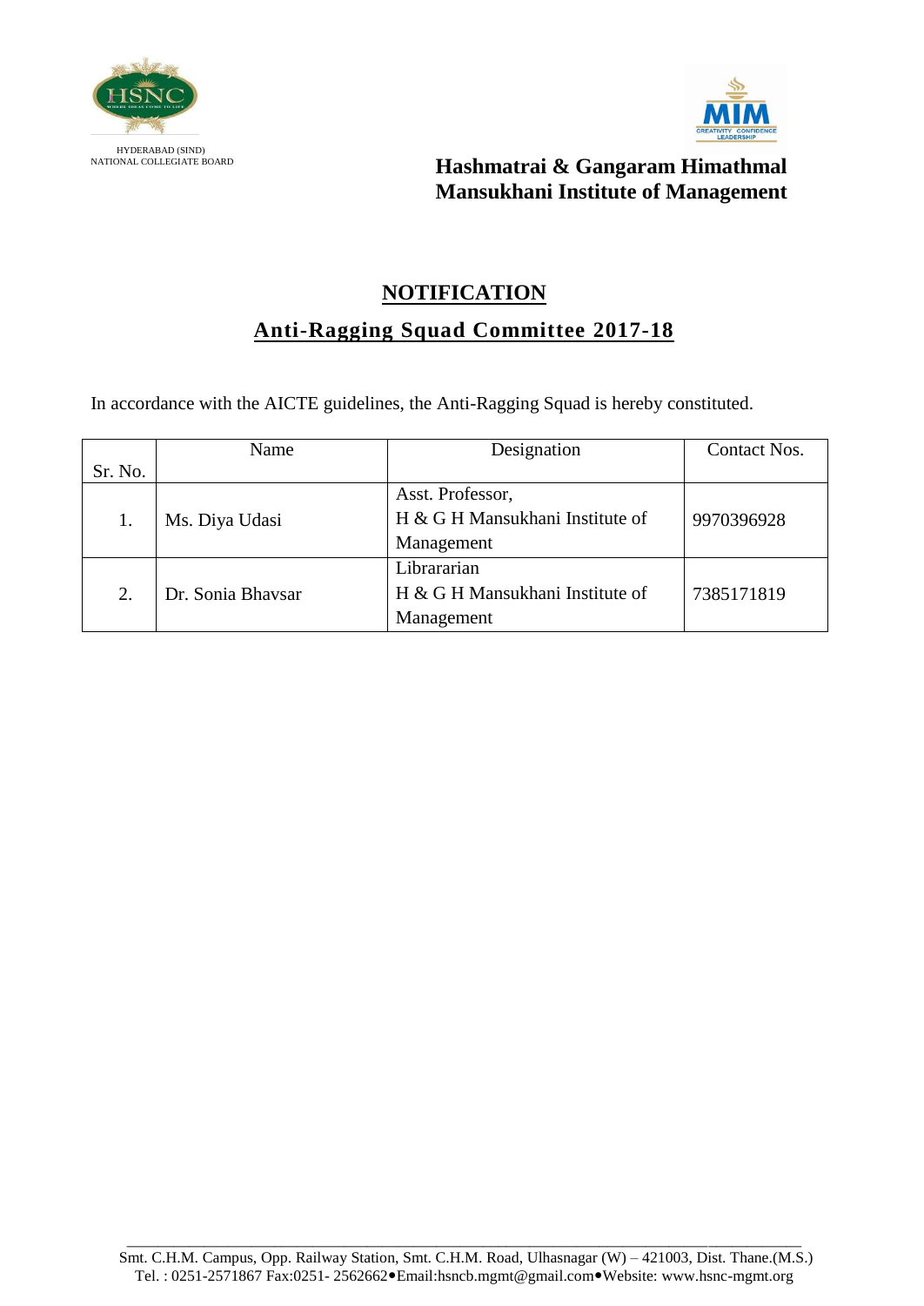HYDERABAD (SIND)
NATIONAL COLLEGIATE BOARD

**Hashmatrai & Gangaram Himathmal Mansukhani Institute of Management**

# NOTIFICATION

## Anti-Ragging Squad Committee 2017-18

In accordance with the AICTE guidelines, the Anti-Ragging Squad is hereby constituted.

| Sr. No. | Name | Designation | Contact Nos. |
|---|---|---|---|
| 1. | Ms. Diya Udasi | Asst. Professor, H & G H Mansukhani Institute of Management | 9970396928 |
| 2. | Dr. Sonia Bhavsar | Librararian H & G H Mansukhani Institute of Management | 7385171819 |

Smt. C.H.M. Campus, Opp. Railway Station, Smt. C.H.M. Road, Ulhasnagar (W) – 421003, Dist. Thane.(M.S.)
Tel. : 0251-2571867 Fax:0251- 2562662•Email:hsncb.mgmt@gmail.com•Website: www.hsnc-mgmt.org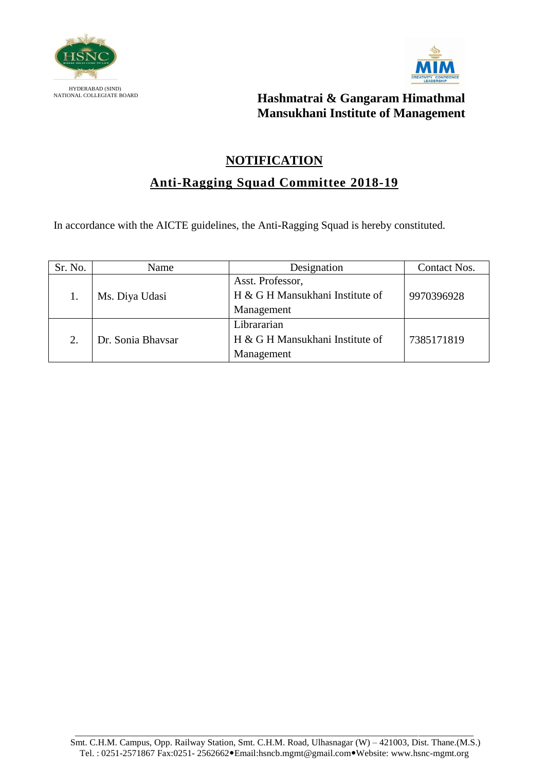HYDERABAD (SIND)
NATIONAL COLLEGIATE BOARD

**Hashmatrai & Gangaram Himathmal Mansukhani Institute of Management**

# NOTIFICATION

## Anti-Ragging Squad Committee 2018-19

In accordance with the AICTE guidelines, the Anti-Ragging Squad is hereby constituted.

| Sr. No. | Name | Designation | Contact Nos. |
|---|---|---|---|
| 1. | Ms. Diya Udasi | Asst. Professor, H & G H Mansukhani Institute of Management | 9970396928 |
| 2. | Dr. Sonia Bhavsar | Librararian H & G H Mansukhani Institute of Management | 7385171819 |

Smt. C.H.M. Campus, Opp. Railway Station, Smt. C.H.M. Road, Ulhasnagar (W) – 421003, Dist. Thane.(M.S.)
Tel. : 0251-2571867 Fax:0251- 2562662•Email:hsncb.mgmt@gmail.com•Website: www.hsnc-mgmt.org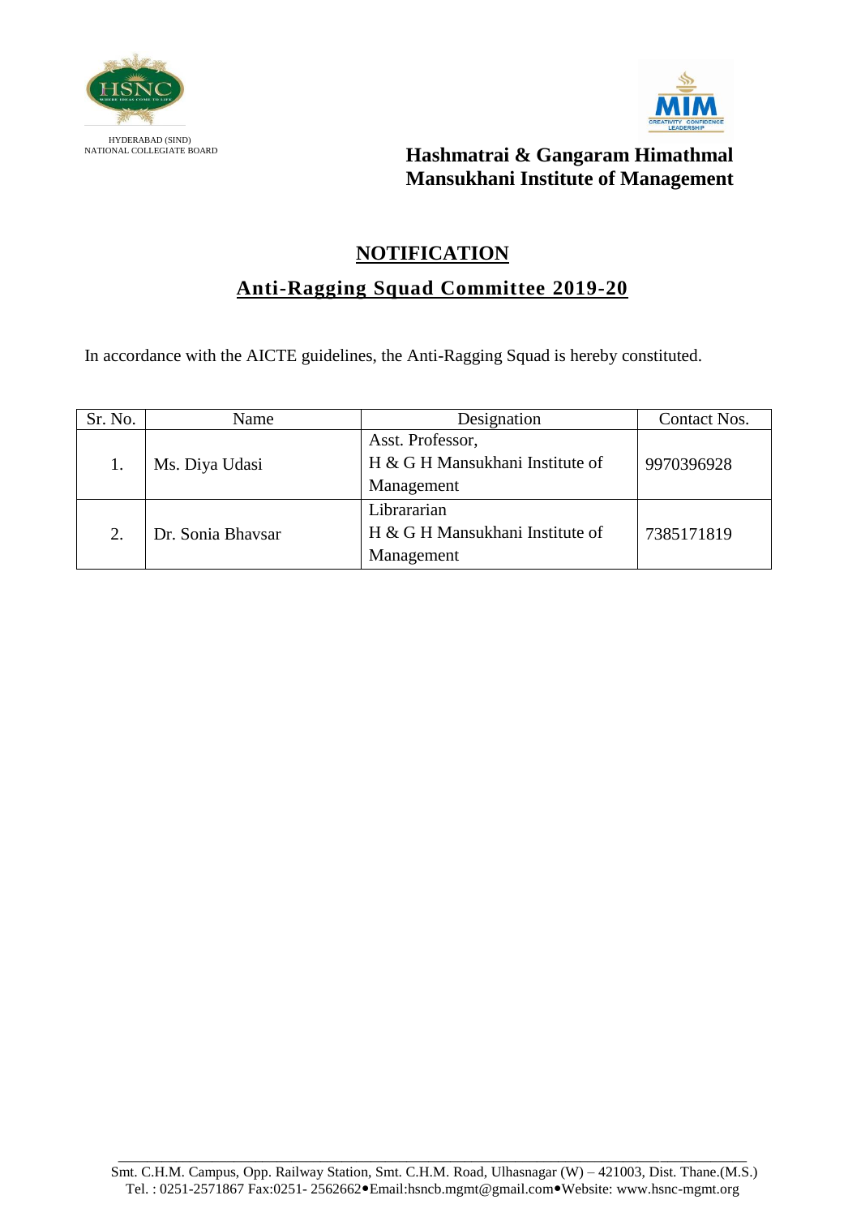HYDERABAD (SIND)
NATIONAL COLLEGIATE BOARD

**Hashmatrai & Gangaram Himathmal Mansukhani Institute of Management**

## NOTIFICATION

## Anti-Ragging Squad Committee 2019-20

In accordance with the AICTE guidelines, the Anti-Ragging Squad is hereby constituted.

| Sr. No. | Name | Designation | Contact Nos. |
|---|---|---|---|
| 1. | Ms. Diya Udasi | Asst. Professor, H & G H Mansukhani Institute of Management | 9970396928 |
| 2. | Dr. Sonia Bhavsar | Librararian H & G H Mansukhani Institute of Management | 7385171819 |

Smt. C.H.M. Campus, Opp. Railway Station, Smt. C.H.M. Road, Ulhasnagar (W) – 421003, Dist. Thane.(M.S.)
Tel. : 0251-2571867 Fax:0251- 2562662•Email:hsncb.mgmt@gmail.com•Website: www.hsnc-mgmt.org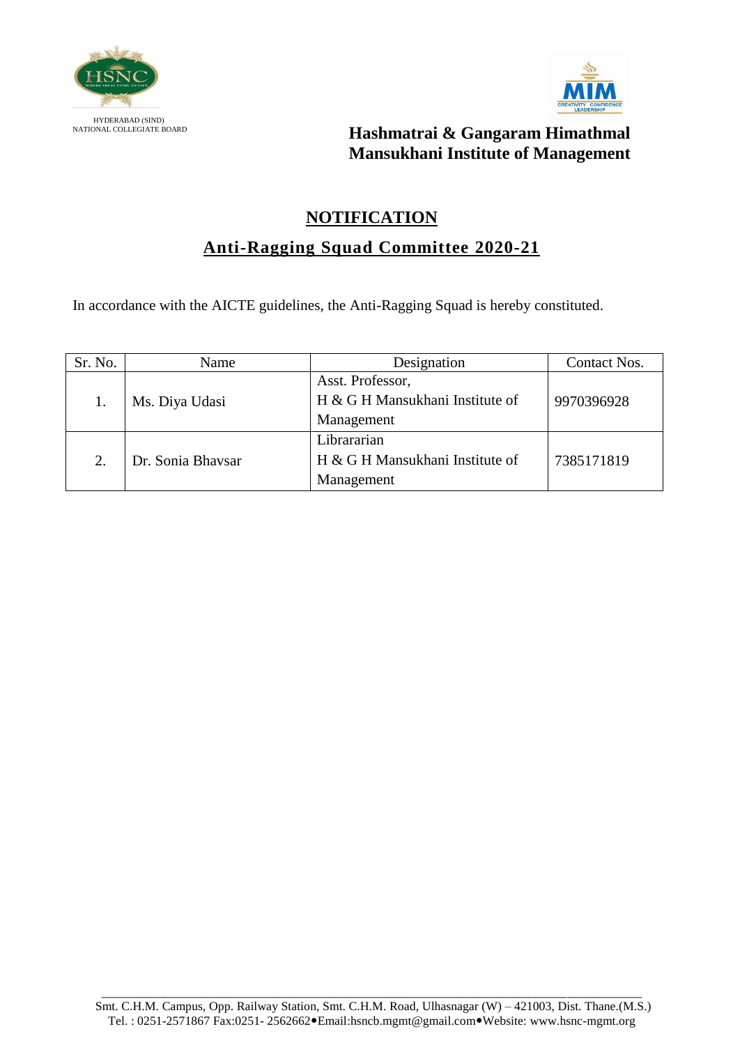HYDERABAD (SIND)
NATIONAL COLLEGIATE BOARD

**Hashmatrai & Gangaram Himathmal Mansukhani Institute of Management**

# NOTIFICATION

## Anti-Ragging Squad Committee 2020-21

In accordance with the AICTE guidelines, the Anti-Ragging Squad is hereby constituted.

| Sr. No. | Name | Designation | Contact Nos. |
|---|---|---|---|
| 1. | Ms. Diya Udasi | Asst. Professor, H & G H Mansukhani Institute of Management | 9970396928 |
| 2. | Dr. Sonia Bhavsar | Librararian H & G H Mansukhani Institute of Management | 7385171819 |

Smt. C.H.M. Campus, Opp. Railway Station, Smt. C.H.M. Road, Ulhasnagar (W) – 421003, Dist. Thane.(M.S.)
Tel. : 0251-2571867 Fax:0251- 2562662•Email:hsncb.mgmt@gmail.com•Website: www.hsnc-mgmt.org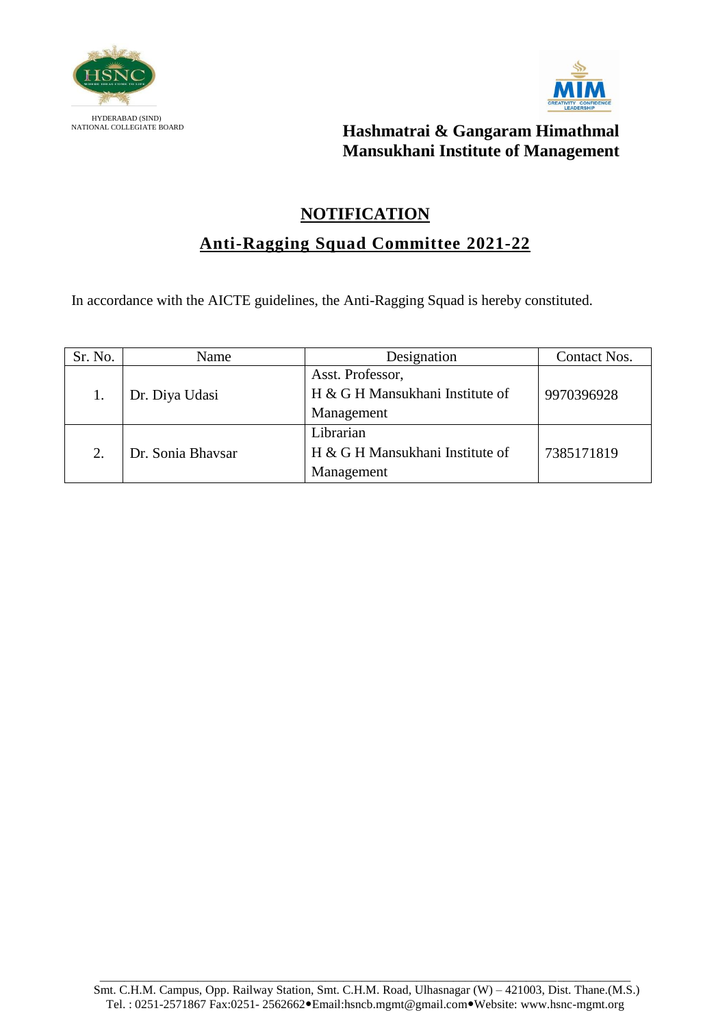HYDERABAD (SIND)
NATIONAL COLLEGIATE BOARD

**Hashmatrai & Gangaram Himathmal Mansukhani Institute of Management**

# NOTIFICATION

## Anti-Ragging Squad Committee 2021-22

In accordance with the AICTE guidelines, the Anti-Ragging Squad is hereby constituted.

| Sr. No. | Name | Designation | Contact Nos. |
|---|---|---|---|
| 1. | Dr. Diya Udasi | Asst. Professor, H & G H Mansukhani Institute of Management | 9970396928 |
| 2. | Dr. Sonia Bhavsar | Librarian H & G H Mansukhani Institute of Management | 7385171819 |

Smt. C.H.M. Campus, Opp. Railway Station, Smt. C.H.M. Road, Ulhasnagar (W) – 421003, Dist. Thane.(M.S.)
Tel. : 0251-2571867 Fax:0251- 2562662•Email:hsncb.mgmt@gmail.com•Website: www.hsnc-mgmt.org